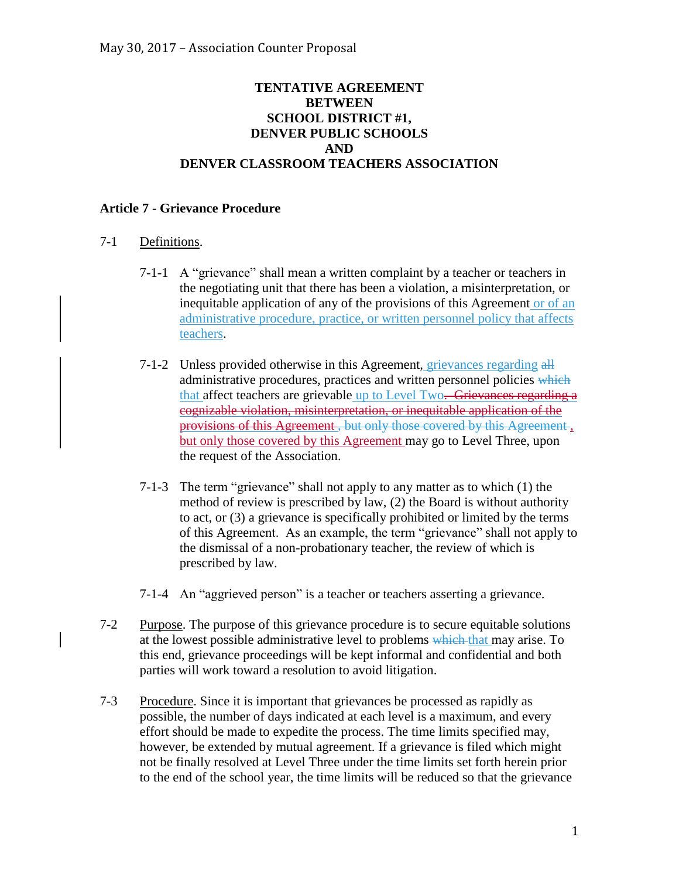**TENTATIVE AGREEMENT**
**BETWEEN**
**SCHOOL DISTRICT #1,**
**DENVER PUBLIC SCHOOLS**
**AND**
**DENVER CLASSROOM TEACHERS ASSOCIATION**

## Article 7 - Grievance Procedure

7-1 Definitions.

7-1-1 A "grievance" shall mean a written complaint by a teacher or teachers in the negotiating unit that there has been a violation, a misinterpretation, or inequitable application of any of the provisions of this Agreement or of an administrative procedure, practice, or written personnel policy that affects teachers.

7-1-2 Unless provided otherwise in this Agreement, grievances regarding ~~all~~ administrative procedures, practices and written personnel policies ~~which~~ that affect teachers are grievable up to Level Two~~. Grievances regarding a cognizable violation, misinterpretation, or inequitable application of the provisions of this Agreement~~ ~~, but only those covered by this Agreement~~ , but only those covered by this Agreement may go to Level Three, upon the request of the Association.

7-1-3 The term "grievance" shall not apply to any matter as to which (1) the method of review is prescribed by law, (2) the Board is without authority to act, or (3) a grievance is specifically prohibited or limited by the terms of this Agreement. As an example, the term "grievance" shall not apply to the dismissal of a non-probationary teacher, the review of which is prescribed by law.

7-1-4 An "aggrieved person" is a teacher or teachers asserting a grievance.

7-2 Purpose. The purpose of this grievance procedure is to secure equitable solutions at the lowest possible administrative level to problems ~~which~~ that may arise. To this end, grievance proceedings will be kept informal and confidential and both parties will work toward a resolution to avoid litigation.

7-3 Procedure. Since it is important that grievances be processed as rapidly as possible, the number of days indicated at each level is a maximum, and every effort should be made to expedite the process. The time limits specified may, however, be extended by mutual agreement. If a grievance is filed which might not be finally resolved at Level Three under the time limits set forth herein prior to the end of the school year, the time limits will be reduced so that the grievance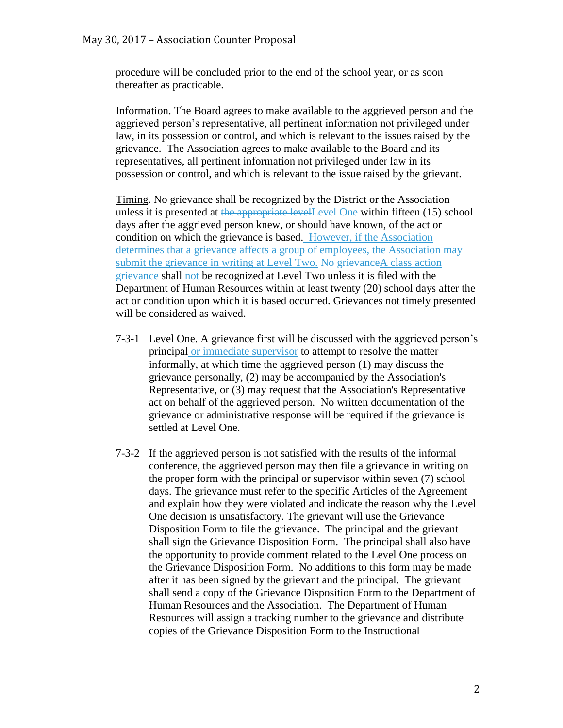procedure will be concluded prior to the end of the school year, or as soon thereafter as practicable.

Information. The Board agrees to make available to the aggrieved person and the aggrieved person's representative, all pertinent information not privileged under law, in its possession or control, and which is relevant to the issues raised by the grievance. The Association agrees to make available to the Board and its representatives, all pertinent information not privileged under law in its possession or control, and which is relevant to the issue raised by the grievant.

Timing. No grievance shall be recognized by the District or the Association unless it is presented at ~~the appropriate level~~Level One within fifteen (15) school days after the aggrieved person knew, or should have known, of the act or condition on which the grievance is based. However, if the Association determines that a grievance affects a group of employees, the Association may submit the grievance in writing at Level Two. ~~No grievance~~A class action grievance shall not be recognized at Level Two unless it is filed with the Department of Human Resources within at least twenty (20) school days after the act or condition upon which it is based occurred. Grievances not timely presented will be considered as waived.

7-3-1 Level One. A grievance first will be discussed with the aggrieved person's principal or immediate supervisor to attempt to resolve the matter informally, at which time the aggrieved person (1) may discuss the grievance personally, (2) may be accompanied by the Association's Representative, or (3) may request that the Association's Representative act on behalf of the aggrieved person. No written documentation of the grievance or administrative response will be required if the grievance is settled at Level One.

7-3-2 If the aggrieved person is not satisfied with the results of the informal conference, the aggrieved person may then file a grievance in writing on the proper form with the principal or supervisor within seven (7) school days. The grievance must refer to the specific Articles of the Agreement and explain how they were violated and indicate the reason why the Level One decision is unsatisfactory. The grievant will use the Grievance Disposition Form to file the grievance. The principal and the grievant shall sign the Grievance Disposition Form. The principal shall also have the opportunity to provide comment related to the Level One process on the Grievance Disposition Form. No additions to this form may be made after it has been signed by the grievant and the principal. The grievant shall send a copy of the Grievance Disposition Form to the Department of Human Resources and the Association. The Department of Human Resources will assign a tracking number to the grievance and distribute copies of the Grievance Disposition Form to the Instructional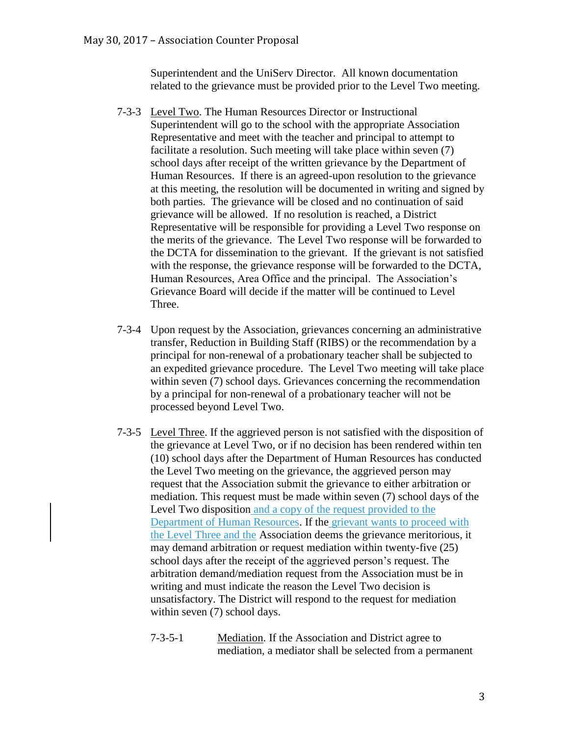Superintendent and the UniServ Director. All known documentation related to the grievance must be provided prior to the Level Two meeting.

7-3-3 Level Two. The Human Resources Director or Instructional Superintendent will go to the school with the appropriate Association Representative and meet with the teacher and principal to attempt to facilitate a resolution. Such meeting will take place within seven (7) school days after receipt of the written grievance by the Department of Human Resources. If there is an agreed-upon resolution to the grievance at this meeting, the resolution will be documented in writing and signed by both parties. The grievance will be closed and no continuation of said grievance will be allowed. If no resolution is reached, a District Representative will be responsible for providing a Level Two response on the merits of the grievance. The Level Two response will be forwarded to the DCTA for dissemination to the grievant. If the grievant is not satisfied with the response, the grievance response will be forwarded to the DCTA, Human Resources, Area Office and the principal. The Association's Grievance Board will decide if the matter will be continued to Level Three.

7-3-4 Upon request by the Association, grievances concerning an administrative transfer, Reduction in Building Staff (RIBS) or the recommendation by a principal for non-renewal of a probationary teacher shall be subjected to an expedited grievance procedure. The Level Two meeting will take place within seven (7) school days. Grievances concerning the recommendation by a principal for non-renewal of a probationary teacher will not be processed beyond Level Two.

7-3-5 Level Three. If the aggrieved person is not satisfied with the disposition of the grievance at Level Two, or if no decision has been rendered within ten (10) school days after the Department of Human Resources has conducted the Level Two meeting on the grievance, the aggrieved person may request that the Association submit the grievance to either arbitration or mediation. This request must be made within seven (7) school days of the Level Two disposition and a copy of the request provided to the Department of Human Resources. If the grievant wants to proceed with the Level Three and the Association deems the grievance meritorious, it may demand arbitration or request mediation within twenty-five (25) school days after the receipt of the aggrieved person's request. The arbitration demand/mediation request from the Association must be in writing and must indicate the reason the Level Two decision is unsatisfactory. The District will respond to the request for mediation within seven (7) school days.

7-3-5-1 Mediation. If the Association and District agree to mediation, a mediator shall be selected from a permanent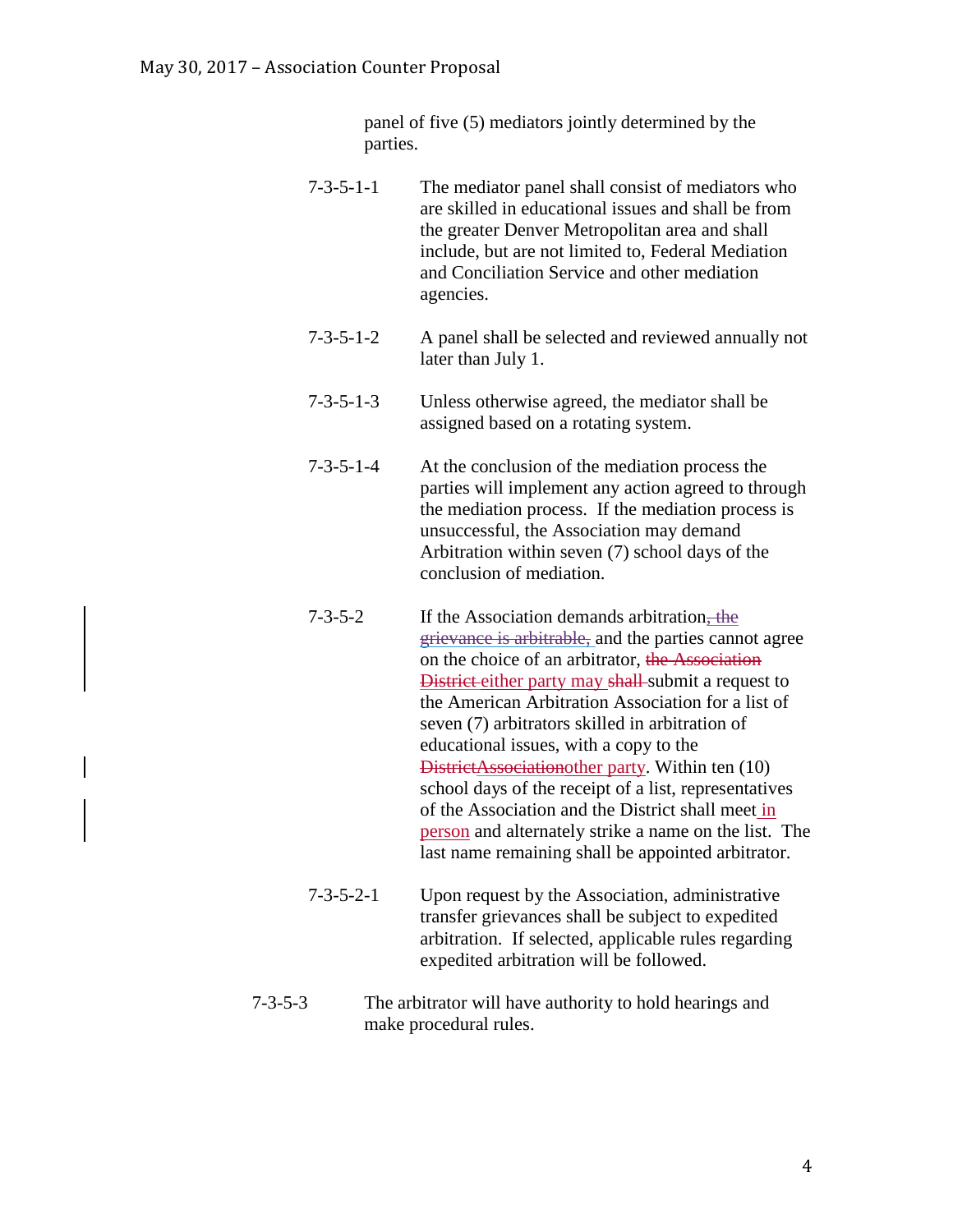panel of five (5) mediators jointly determined by the parties.

7-3-5-1-1 The mediator panel shall consist of mediators who are skilled in educational issues and shall be from the greater Denver Metropolitan area and shall include, but are not limited to, Federal Mediation and Conciliation Service and other mediation agencies.

7-3-5-1-2 A panel shall be selected and reviewed annually not later than July 1.

7-3-5-1-3 Unless otherwise agreed, the mediator shall be assigned based on a rotating system.

7-3-5-1-4 At the conclusion of the mediation process the parties will implement any action agreed to through the mediation process. If the mediation process is unsuccessful, the Association may demand Arbitration within seven (7) school days of the conclusion of mediation.

7-3-5-2 If the Association demands arbitration~~, the grievance is arbitrable,~~ and the parties cannot agree on the choice of an arbitrator, ~~the Association District~~ either party may ~~shall~~ submit a request to the American Arbitration Association for a list of seven (7) arbitrators skilled in arbitration of educational issues, with a copy to the ~~District~~~~Association~~other party. Within ten (10) school days of the receipt of a list, representatives of the Association and the District shall meet in person and alternately strike a name on the list. The last name remaining shall be appointed arbitrator.

7-3-5-2-1 Upon request by the Association, administrative transfer grievances shall be subject to expedited arbitration. If selected, applicable rules regarding expedited arbitration will be followed.

7-3-5-3 The arbitrator will have authority to hold hearings and make procedural rules.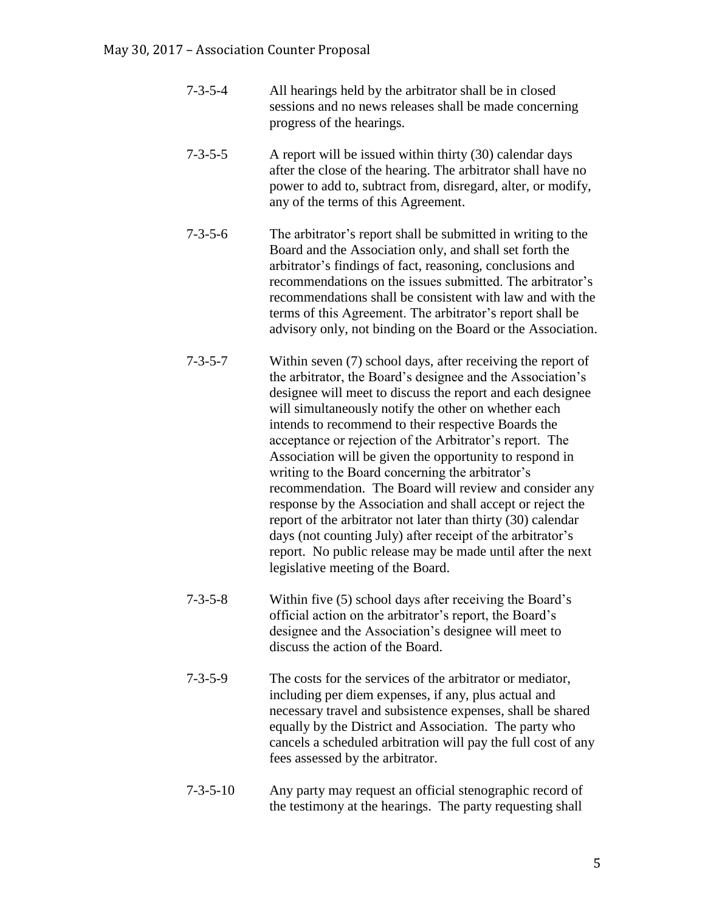7-3-5-4 All hearings held by the arbitrator shall be in closed sessions and no news releases shall be made concerning progress of the hearings.

7-3-5-5 A report will be issued within thirty (30) calendar days after the close of the hearing. The arbitrator shall have no power to add to, subtract from, disregard, alter, or modify, any of the terms of this Agreement.

7-3-5-6 The arbitrator's report shall be submitted in writing to the Board and the Association only, and shall set forth the arbitrator's findings of fact, reasoning, conclusions and recommendations on the issues submitted. The arbitrator's recommendations shall be consistent with law and with the terms of this Agreement. The arbitrator's report shall be advisory only, not binding on the Board or the Association.

7-3-5-7 Within seven (7) school days, after receiving the report of the arbitrator, the Board's designee and the Association's designee will meet to discuss the report and each designee will simultaneously notify the other on whether each intends to recommend to their respective Boards the acceptance or rejection of the Arbitrator's report. The Association will be given the opportunity to respond in writing to the Board concerning the arbitrator's recommendation. The Board will review and consider any response by the Association and shall accept or reject the report of the arbitrator not later than thirty (30) calendar days (not counting July) after receipt of the arbitrator's report. No public release may be made until after the next legislative meeting of the Board.

7-3-5-8 Within five (5) school days after receiving the Board's official action on the arbitrator's report, the Board's designee and the Association's designee will meet to discuss the action of the Board.

7-3-5-9 The costs for the services of the arbitrator or mediator, including per diem expenses, if any, plus actual and necessary travel and subsistence expenses, shall be shared equally by the District and Association. The party who cancels a scheduled arbitration will pay the full cost of any fees assessed by the arbitrator.

7-3-5-10 Any party may request an official stenographic record of the testimony at the hearings. The party requesting shall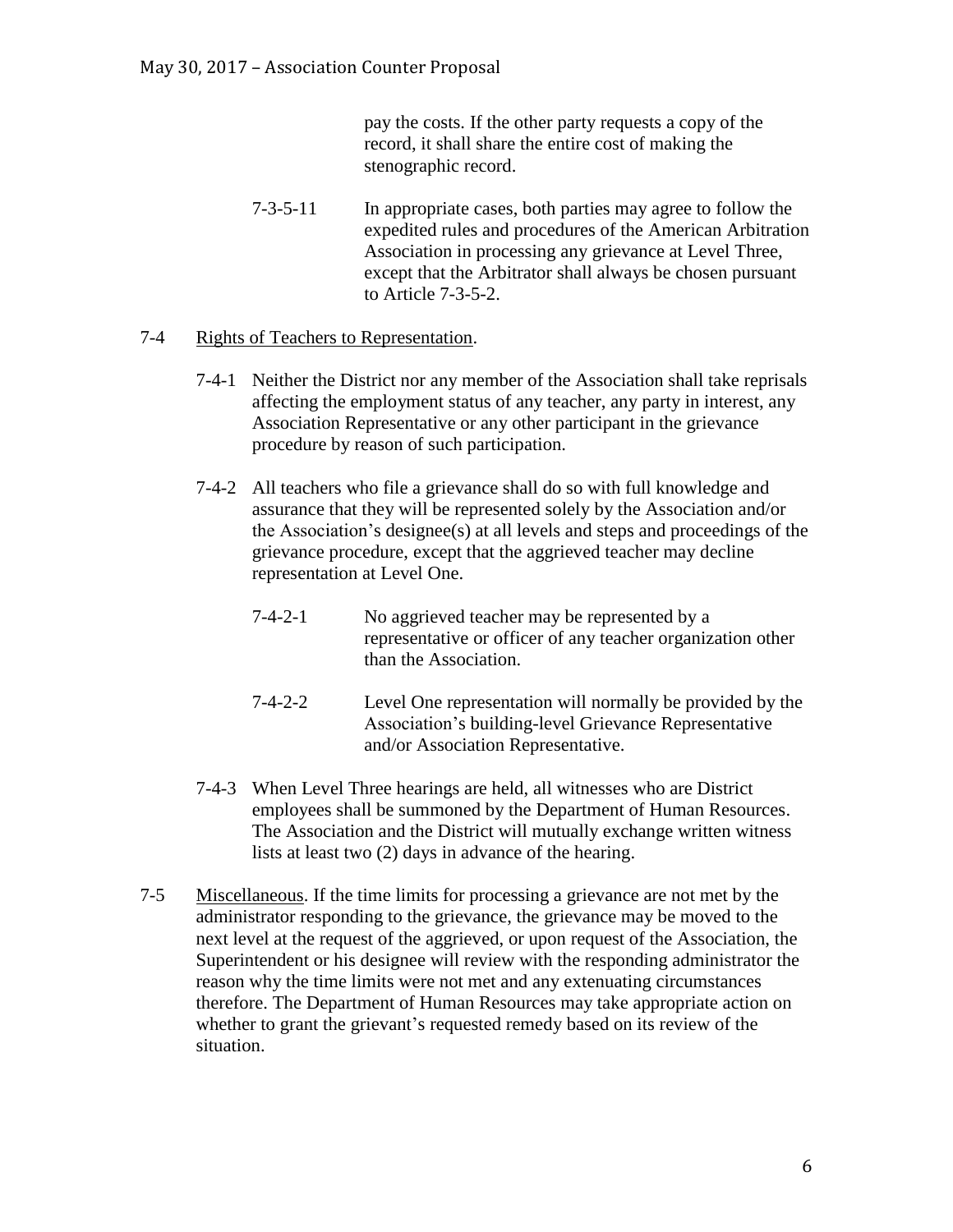pay the costs. If the other party requests a copy of the record, it shall share the entire cost of making the stenographic record.

7-3-5-11 In appropriate cases, both parties may agree to follow the expedited rules and procedures of the American Arbitration Association in processing any grievance at Level Three, except that the Arbitrator shall always be chosen pursuant to Article 7-3-5-2.

7-4 Rights of Teachers to Representation.

7-4-1 Neither the District nor any member of the Association shall take reprisals affecting the employment status of any teacher, any party in interest, any Association Representative or any other participant in the grievance procedure by reason of such participation.

7-4-2 All teachers who file a grievance shall do so with full knowledge and assurance that they will be represented solely by the Association and/or the Association's designee(s) at all levels and steps and proceedings of the grievance procedure, except that the aggrieved teacher may decline representation at Level One.

7-4-2-1 No aggrieved teacher may be represented by a representative or officer of any teacher organization other than the Association.

7-4-2-2 Level One representation will normally be provided by the Association's building-level Grievance Representative and/or Association Representative.

7-4-3 When Level Three hearings are held, all witnesses who are District employees shall be summoned by the Department of Human Resources. The Association and the District will mutually exchange written witness lists at least two (2) days in advance of the hearing.

7-5 Miscellaneous. If the time limits for processing a grievance are not met by the administrator responding to the grievance, the grievance may be moved to the next level at the request of the aggrieved, or upon request of the Association, the Superintendent or his designee will review with the responding administrator the reason why the time limits were not met and any extenuating circumstances therefore. The Department of Human Resources may take appropriate action on whether to grant the grievant's requested remedy based on its review of the situation.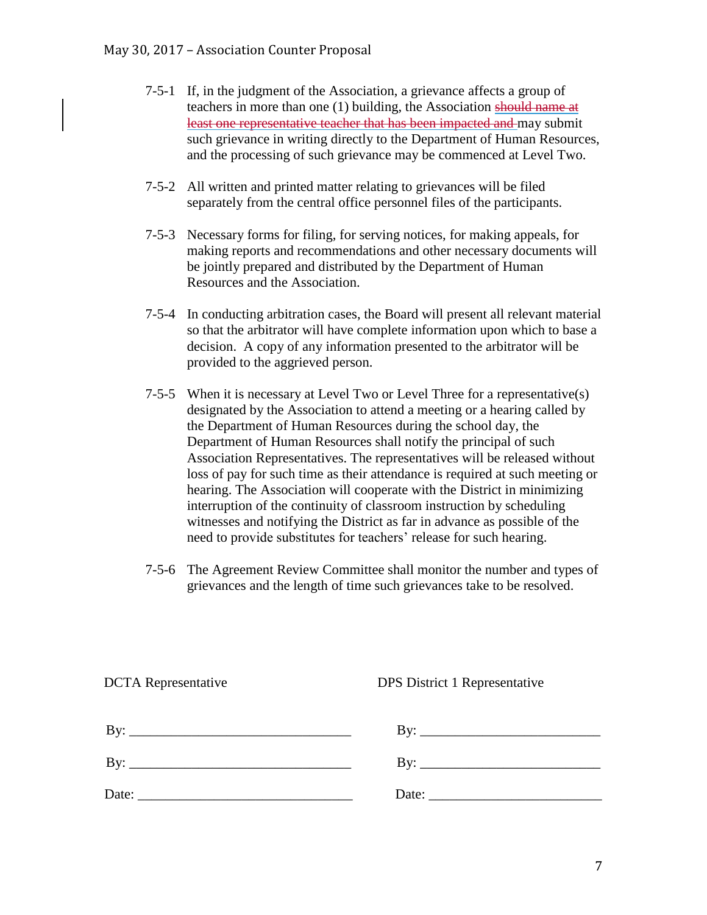7-5-1 If, in the judgment of the Association, a grievance affects a group of teachers in more than one (1) building, the Association ~~should name at least one representative teacher that has been impacted and~~ may submit such grievance in writing directly to the Department of Human Resources, and the processing of such grievance may be commenced at Level Two.

7-5-2 All written and printed matter relating to grievances will be filed separately from the central office personnel files of the participants.

7-5-3 Necessary forms for filing, for serving notices, for making appeals, for making reports and recommendations and other necessary documents will be jointly prepared and distributed by the Department of Human Resources and the Association.

7-5-4 In conducting arbitration cases, the Board will present all relevant material so that the arbitrator will have complete information upon which to base a decision. A copy of any information presented to the arbitrator will be provided to the aggrieved person.

7-5-5 When it is necessary at Level Two or Level Three for a representative(s) designated by the Association to attend a meeting or a hearing called by the Department of Human Resources during the school day, the Department of Human Resources shall notify the principal of such Association Representatives. The representatives will be released without loss of pay for such time as their attendance is required at such meeting or hearing. The Association will cooperate with the District in minimizing interruption of the continuity of classroom instruction by scheduling witnesses and notifying the District as far in advance as possible of the need to provide substitutes for teachers' release for such hearing.

7-5-6 The Agreement Review Committee shall monitor the number and types of grievances and the length of time such grievances take to be resolved.

| DCTA Representative | DPS District 1 Representative |
| --- | --- |
| By: ______________________________ | By: ________________________ |
| By: ______________________________ | By: ________________________ |
| Date: ____________________________ | Date: ______________________ |